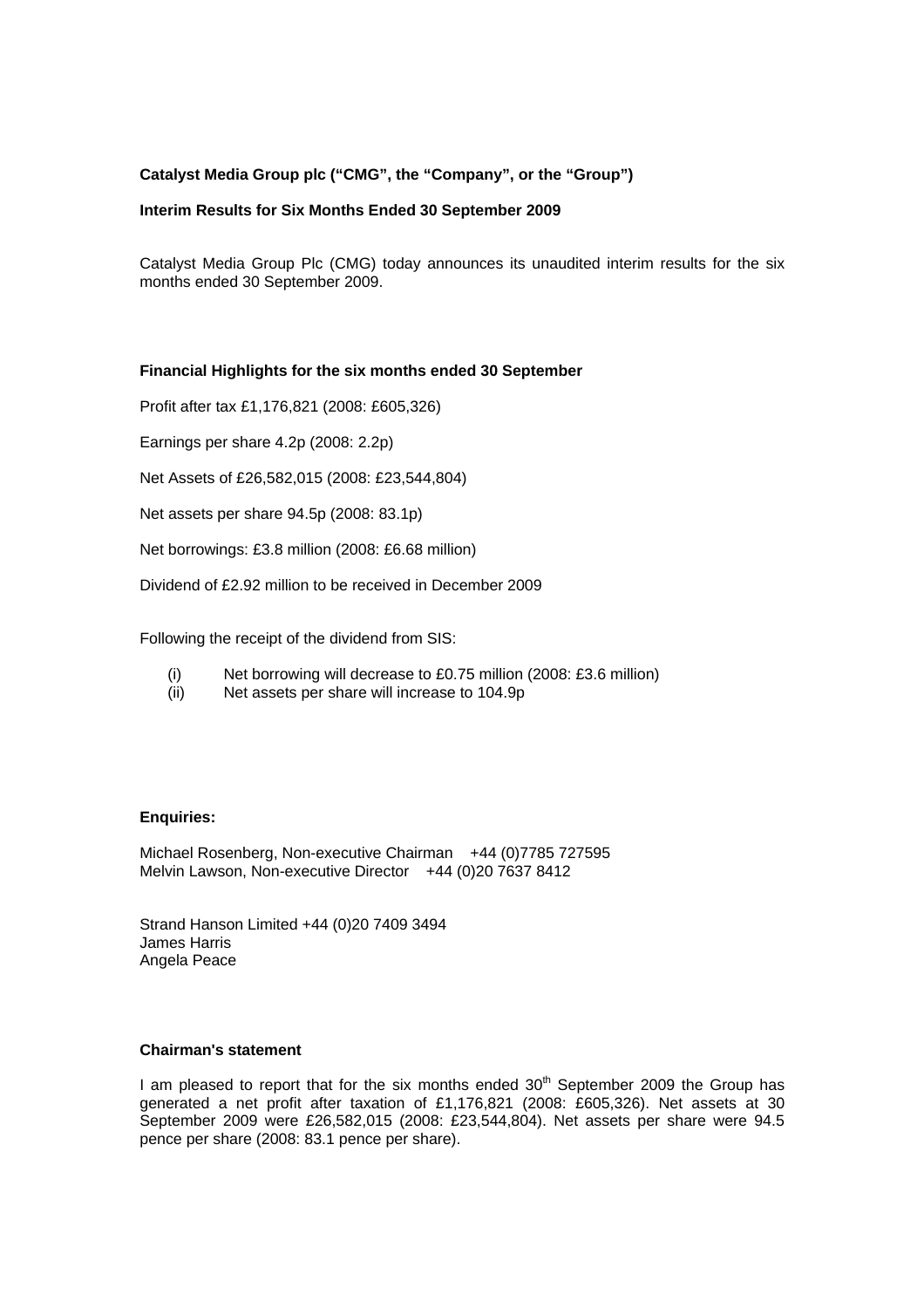**Catalyst Media Group plc ("CMG", the "Company", or the "Group")**

**Interim Results for Six Months Ended 30 September 2009**

Catalyst Media Group Plc (CMG) today announces its unaudited interim results for the six months ended 30 September 2009.

**Financial Highlights for the six months ended 30 September**

Profit after tax £1,176,821 (2008: £605,326)

Earnings per share 4.2p (2008: 2.2p)

Net Assets of £26,582,015 (2008: £23,544,804)

Net assets per share 94.5p (2008: 83.1p)

Net borrowings: £3.8 million (2008: £6.68 million)

Dividend of £2.92 million to be received in December 2009

Following the receipt of the dividend from SIS:

(i) Net borrowing will decrease to £0.75 million (2008: £3.6 million)
(ii) Net assets per share will increase to 104.9p

**Enquiries:**

Michael Rosenberg, Non-executive Chairman +44 (0)7785 727595
Melvin Lawson, Non-executive Director +44 (0)20 7637 8412

Strand Hanson Limited +44 (0)20 7409 3494
James Harris
Angela Peace

**Chairman's statement**

I am pleased to report that for the six months ended 30th September 2009 the Group has generated a net profit after taxation of £1,176,821 (2008: £605,326). Net assets at 30 September 2009 were £26,582,015 (2008: £23,544,804). Net assets per share were 94.5 pence per share (2008: 83.1 pence per share).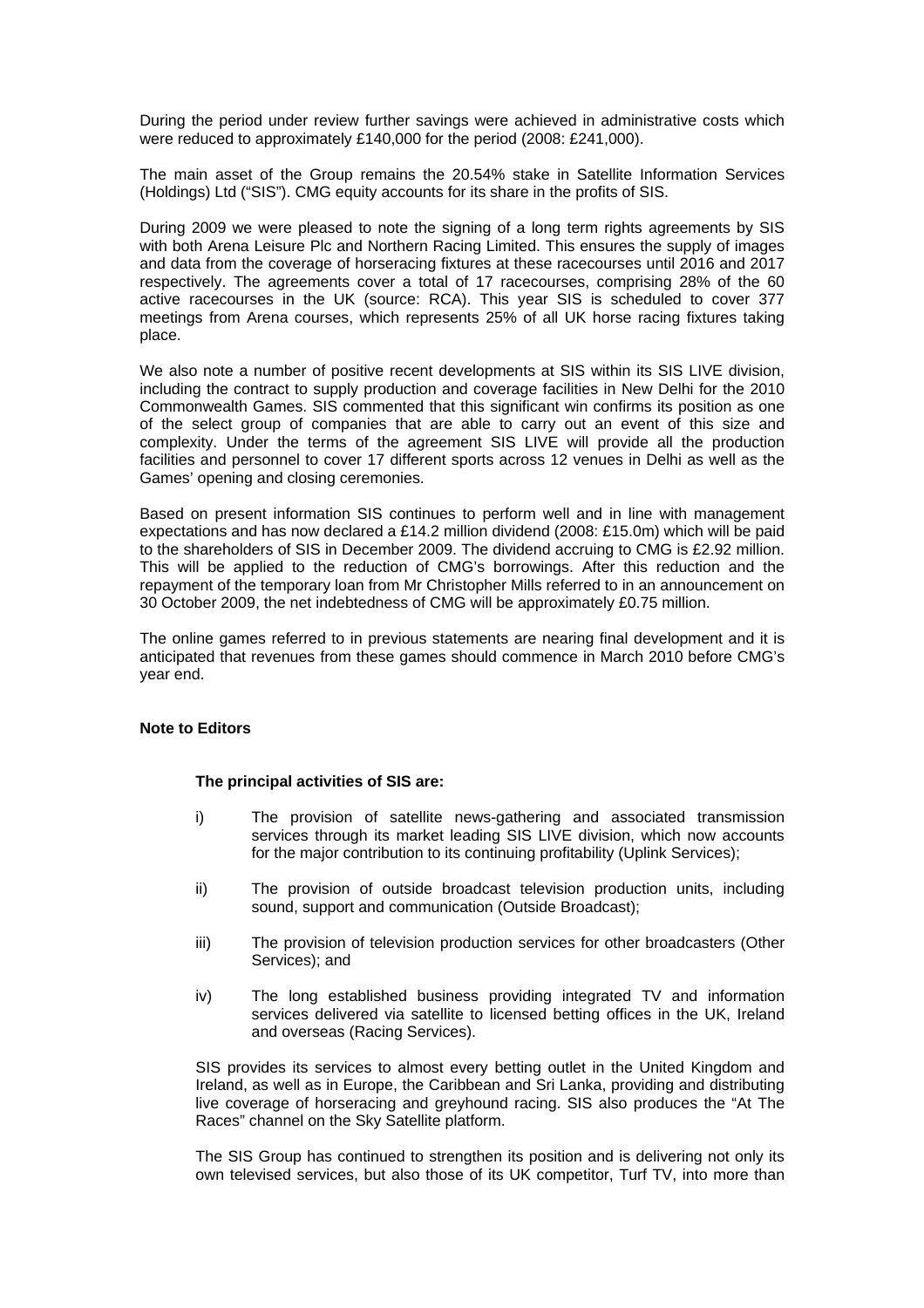During the period under review further savings were achieved in administrative costs which were reduced to approximately £140,000 for the period (2008: £241,000).

The main asset of the Group remains the 20.54% stake in Satellite Information Services (Holdings) Ltd ("SIS"). CMG equity accounts for its share in the profits of SIS.

During 2009 we were pleased to note the signing of a long term rights agreements by SIS with both Arena Leisure Plc and Northern Racing Limited. This ensures the supply of images and data from the coverage of horseracing fixtures at these racecourses until 2016 and 2017 respectively. The agreements cover a total of 17 racecourses, comprising 28% of the 60 active racecourses in the UK (source: RCA). This year SIS is scheduled to cover 377 meetings from Arena courses, which represents 25% of all UK horse racing fixtures taking place.

We also note a number of positive recent developments at SIS within its SIS LIVE division, including the contract to supply production and coverage facilities in New Delhi for the 2010 Commonwealth Games. SIS commented that this significant win confirms its position as one of the select group of companies that are able to carry out an event of this size and complexity. Under the terms of the agreement SIS LIVE will provide all the production facilities and personnel to cover 17 different sports across 12 venues in Delhi as well as the Games' opening and closing ceremonies.

Based on present information SIS continues to perform well and in line with management expectations and has now declared a £14.2 million dividend (2008: £15.0m) which will be paid to the shareholders of SIS in December 2009. The dividend accruing to CMG is £2.92 million. This will be applied to the reduction of CMG's borrowings. After this reduction and the repayment of the temporary loan from Mr Christopher Mills referred to in an announcement on 30 October 2009, the net indebtedness of CMG will be approximately £0.75 million.

The online games referred to in previous statements are nearing final development and it is anticipated that revenues from these games should commence in March 2010 before CMG's year end.

**Note to Editors**

**The principal activities of SIS are:**

i) The provision of satellite news-gathering and associated transmission services through its market leading SIS LIVE division, which now accounts for the major contribution to its continuing profitability (Uplink Services);

ii) The provision of outside broadcast television production units, including sound, support and communication (Outside Broadcast);

iii) The provision of television production services for other broadcasters (Other Services); and

iv) The long established business providing integrated TV and information services delivered via satellite to licensed betting offices in the UK, Ireland and overseas (Racing Services).

SIS provides its services to almost every betting outlet in the United Kingdom and Ireland, as well as in Europe, the Caribbean and Sri Lanka, providing and distributing live coverage of horseracing and greyhound racing. SIS also produces the "At The Races" channel on the Sky Satellite platform.

The SIS Group has continued to strengthen its position and is delivering not only its own televised services, but also those of its UK competitor, Turf TV, into more than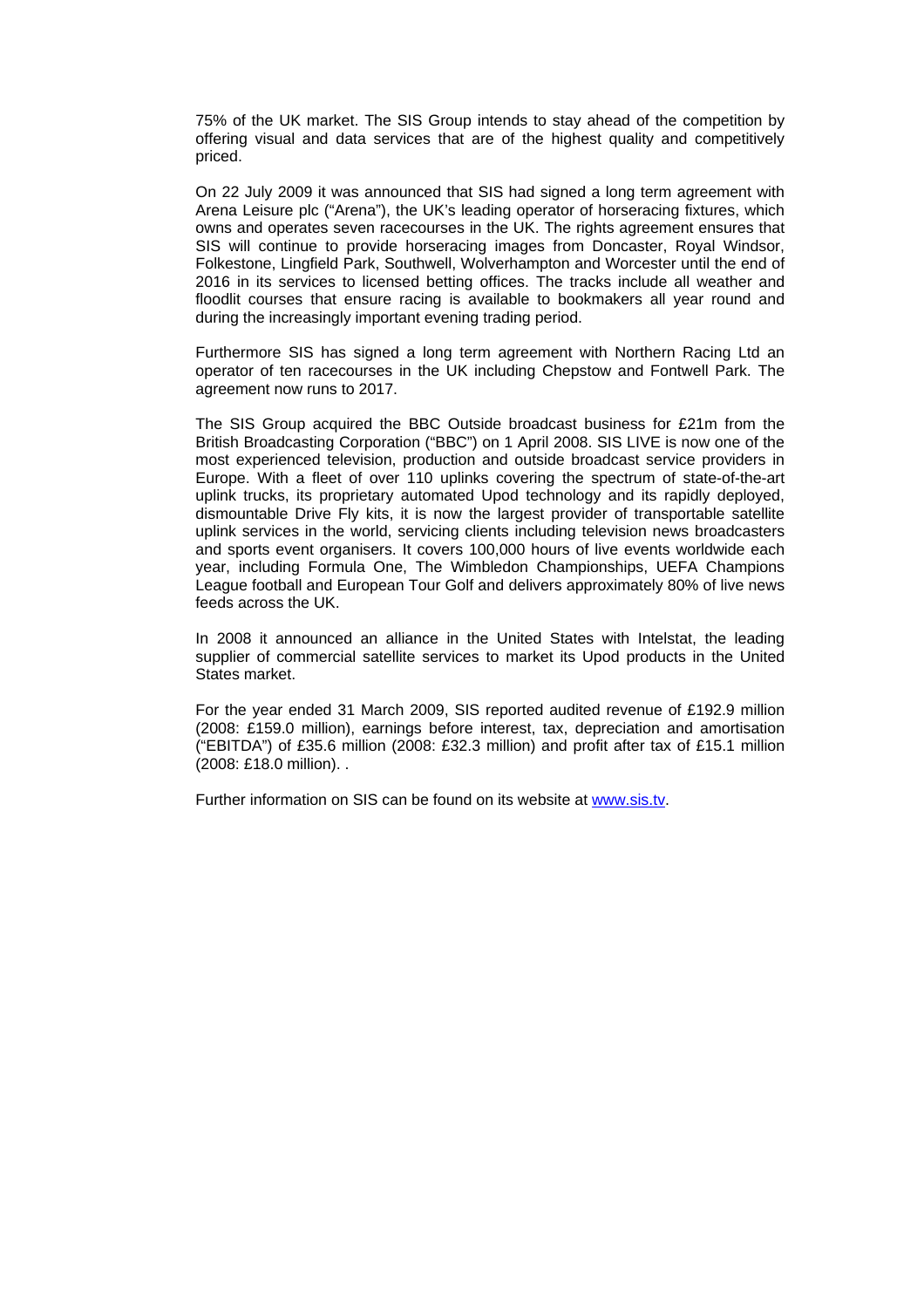75% of the UK market. The SIS Group intends to stay ahead of the competition by offering visual and data services that are of the highest quality and competitively priced.

On 22 July 2009 it was announced that SIS had signed a long term agreement with Arena Leisure plc ("Arena"), the UK's leading operator of horseracing fixtures, which owns and operates seven racecourses in the UK. The rights agreement ensures that SIS will continue to provide horseracing images from Doncaster, Royal Windsor, Folkestone, Lingfield Park, Southwell, Wolverhampton and Worcester until the end of 2016 in its services to licensed betting offices. The tracks include all weather and floodlit courses that ensure racing is available to bookmakers all year round and during the increasingly important evening trading period.

Furthermore SIS has signed a long term agreement with Northern Racing Ltd an operator of ten racecourses in the UK including Chepstow and Fontwell Park. The agreement now runs to 2017.

The SIS Group acquired the BBC Outside broadcast business for £21m from the British Broadcasting Corporation ("BBC") on 1 April 2008. SIS LIVE is now one of the most experienced television, production and outside broadcast service providers in Europe. With a fleet of over 110 uplinks covering the spectrum of state-of-the-art uplink trucks, its proprietary automated Upod technology and its rapidly deployed, dismountable Drive Fly kits, it is now the largest provider of transportable satellite uplink services in the world, servicing clients including television news broadcasters and sports event organisers. It covers 100,000 hours of live events worldwide each year, including Formula One, The Wimbledon Championships, UEFA Champions League football and European Tour Golf and delivers approximately 80% of live news feeds across the UK.

In 2008 it announced an alliance in the United States with Intelstat, the leading supplier of commercial satellite services to market its Upod products in the United States market.

For the year ended 31 March 2009, SIS reported audited revenue of £192.9 million (2008: £159.0 million), earnings before interest, tax, depreciation and amortisation ("EBITDA") of £35.6 million (2008: £32.3 million) and profit after tax of £15.1 million (2008: £18.0 million). .

Further information on SIS can be found on its website at www.sis.tv.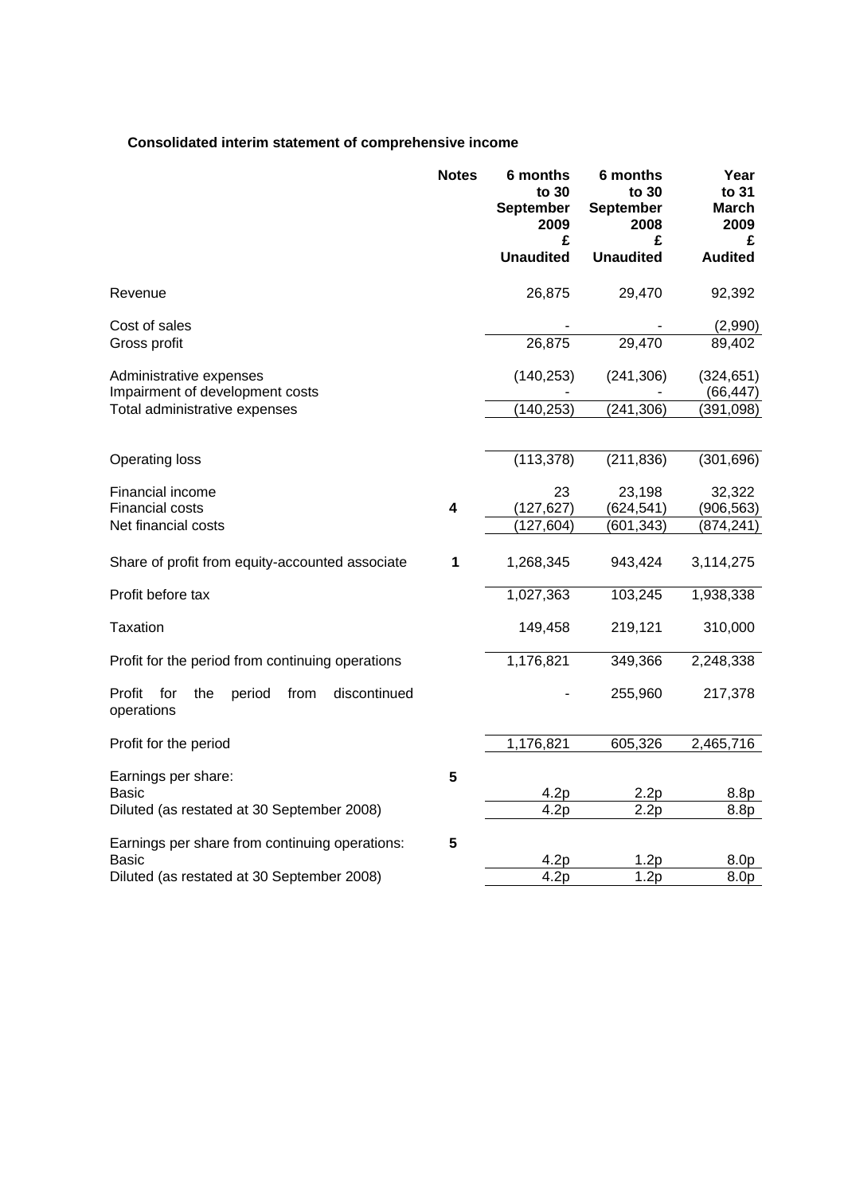**Consolidated interim statement of comprehensive income**

| | Notes | 6 months to 30 September 2009 £ Unaudited | 6 months to 30 September 2008 £ Unaudited | Year to 31 March 2009 £ Audited |
|---|---|---|---|---|
| Revenue | | 26,875 | 29,470 | 92,392 |
| Cost of sales | | - | - | (2,990) |
| Gross profit | | 26,875 | 29,470 | 89,402 |
| Administrative expenses | | (140,253) | (241,306) | (324,651) |
| Impairment of development costs | | - | - | (66,447) |
| Total administrative expenses | | (140,253) | (241,306) | (391,098) |
| Operating loss | | (113,378) | (211,836) | (301,696) |
| Financial income | | 23 | 23,198 | 32,322 |
| Financial costs | 4 | (127,627) | (624,541) | (906,563) |
| Net financial costs | | (127,604) | (601,343) | (874,241) |
| Share of profit from equity-accounted associate | 1 | 1,268,345 | 943,424 | 3,114,275 |
| Profit before tax | | 1,027,363 | 103,245 | 1,938,338 |
| Taxation | | 149,458 | 219,121 | 310,000 |
| Profit for the period from continuing operations | | 1,176,821 | 349,366 | 2,248,338 |
| Profit for the period from discontinued operations | | - | 255,960 | 217,378 |
| Profit for the period | | 1,176,821 | 605,326 | 2,465,716 |
| Earnings per share: | 5 | | | |
| Basic | | 4.2p | 2.2p | 8.8p |
| Diluted (as restated at 30 September 2008) | | 4.2p | 2.2p | 8.8p |
| Earnings per share from continuing operations: | 5 | | | |
| Basic | | 4.2p | 1.2p | 8.0p |
| Diluted (as restated at 30 September 2008) | | 4.2p | 1.2p | 8.0p |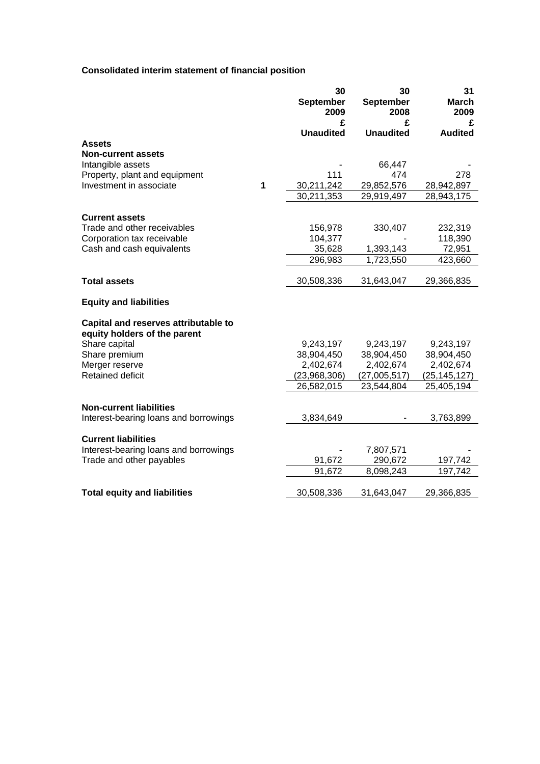**Consolidated interim statement of financial position**

| | Note | 30 September 2009 £ Unaudited | 30 September 2008 £ Unaudited | 31 March 2009 £ Audited |
|---|---|---|---|---|
| **Assets** | | | | |
| **Non-current assets** | | | | |
| Intangible assets | | - | 66,447 | - |
| Property, plant and equipment | | 111 | 474 | 278 |
| Investment in associate | 1 | 30,211,242 | 29,852,576 | 28,942,897 |
| | | 30,211,353 | 29,919,497 | 28,943,175 |
| **Current assets** | | | | |
| Trade and other receivables | | 156,978 | 330,407 | 232,319 |
| Corporation tax receivable | | 104,377 | - | 118,390 |
| Cash and cash equivalents | | 35,628 | 1,393,143 | 72,951 |
| | | 296,983 | 1,723,550 | 423,660 |
| **Total assets** | | 30,508,336 | 31,643,047 | 29,366,835 |
| **Equity and liabilities** | | | | |
| **Capital and reserves attributable to equity holders of the parent** | | | | |
| Share capital | | 9,243,197 | 9,243,197 | 9,243,197 |
| Share premium | | 38,904,450 | 38,904,450 | 38,904,450 |
| Merger reserve | | 2,402,674 | 2,402,674 | 2,402,674 |
| Retained deficit | | (23,968,306) | (27,005,517) | (25,145,127) |
| | | 26,582,015 | 23,544,804 | 25,405,194 |
| **Non-current liabilities** | | | | |
| Interest-bearing loans and borrowings | | 3,834,649 | - | 3,763,899 |
| **Current liabilities** | | | | |
| Interest-bearing loans and borrowings | | - | 7,807,571 | - |
| Trade and other payables | | 91,672 | 290,672 | 197,742 |
| | | 91,672 | 8,098,243 | 197,742 |
| **Total equity and liabilities** | | 30,508,336 | 31,643,047 | 29,366,835 |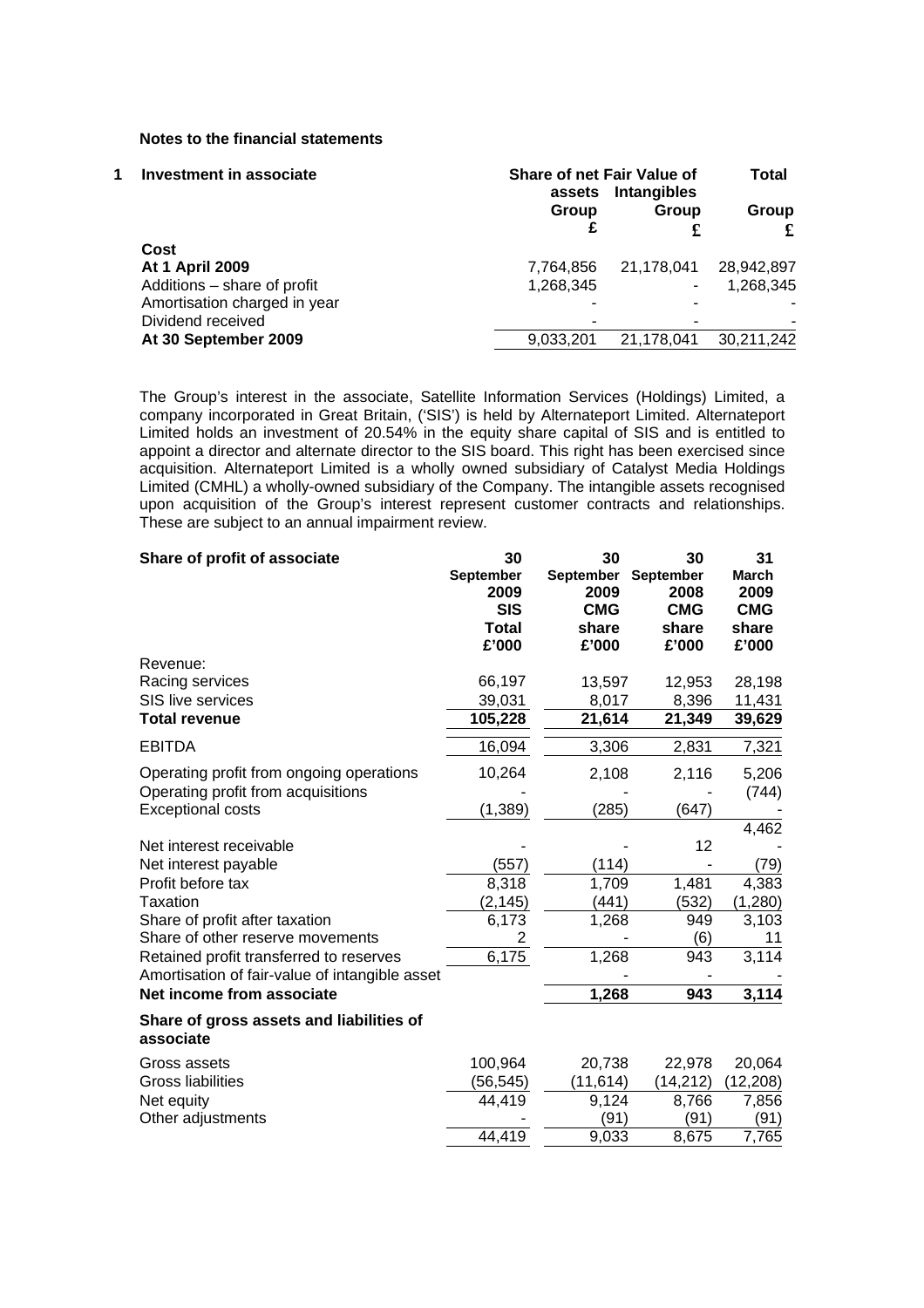**Notes to the financial statements**

**1 Investment in associate**

| | Share of net assets | Fair Value of Intangibles | Total |
|---|---|---|---|
| | Group | Group | Group |
| | £ | £ | £ |
| **Cost** | | | |
| **At 1 April 2009** | 7,764,856 | 21,178,041 | 28,942,897 |
| Additions – share of profit | 1,268,345 | - | 1,268,345 |
| Amortisation charged in year | - | - | - |
| Dividend received | - | - | - |
| **At 30 September 2009** | 9,033,201 | 21,178,041 | 30,211,242 |

The Group's interest in the associate, Satellite Information Services (Holdings) Limited, a company incorporated in Great Britain, ('SIS') is held by Alternateport Limited. Alternateport Limited holds an investment of 20.54% in the equity share capital of SIS and is entitled to appoint a director and alternate director to the SIS board. This right has been exercised since acquisition. Alternateport Limited is a wholly owned subsidiary of Catalyst Media Holdings Limited (CMHL) a wholly-owned subsidiary of the Company. The intangible assets recognised upon acquisition of the Group's interest represent customer contracts and relationships. These are subject to an annual impairment review.

| **Share of profit of associate** | 30 September 2009 SIS Total £'000 | 30 September 2009 CMG share £'000 | 30 September 2008 CMG share £'000 | 31 March 2009 CMG share £'000 |
|---|---|---|---|---|
| Revenue: | | | | |
| Racing services | 66,197 | 13,597 | 12,953 | 28,198 |
| SIS live services | 39,031 | 8,017 | 8,396 | 11,431 |
| **Total revenue** | **105,228** | **21,614** | **21,349** | **39,629** |
| EBITDA | 16,094 | 3,306 | 2,831 | 7,321 |
| Operating profit from ongoing operations | 10,264 | 2,108 | 2,116 | 5,206 |
| Operating profit from acquisitions | - | - | - | (744) |
| Exceptional costs | (1,389) | (285) | (647) | - |
| | | | | 4,462 |
| Net interest receivable | - | - | 12 | - |
| Net interest payable | (557) | (114) | - | (79) |
| Profit before tax | 8,318 | 1,709 | 1,481 | 4,383 |
| Taxation | (2,145) | (441) | (532) | (1,280) |
| Share of profit after taxation | 6,173 | 1,268 | 949 | 3,103 |
| Share of other reserve movements | 2 | - | (6) | 11 |
| Retained profit transferred to reserves | 6,175 | 1,268 | 943 | 3,114 |
| Amortisation of fair-value of intangible asset | | - | - | - |
| **Net income from associate** | | **1,268** | **943** | **3,114** |
| **Share of gross assets and liabilities of associate** | | | | |
| Gross assets | 100,964 | 20,738 | 22,978 | 20,064 |
| Gross liabilities | (56,545) | (11,614) | (14,212) | (12,208) |
| Net equity | 44,419 | 9,124 | 8,766 | 7,856 |
| Other adjustments | - | (91) | (91) | (91) |
| | 44,419 | 9,033 | 8,675 | 7,765 |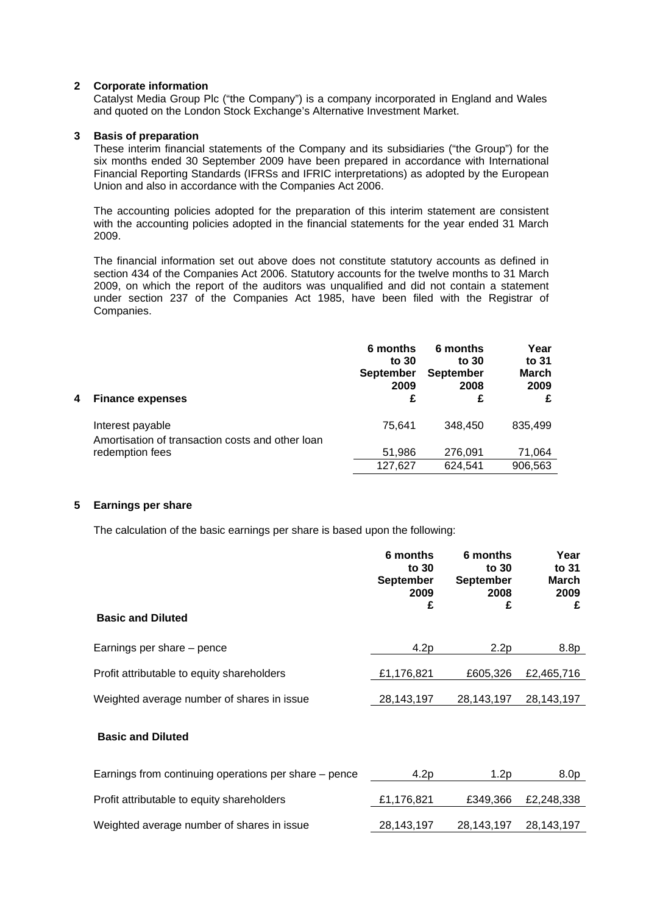## 2 Corporate information

Catalyst Media Group Plc ("the Company") is a company incorporated in England and Wales and quoted on the London Stock Exchange's Alternative Investment Market.

## 3 Basis of preparation

These interim financial statements of the Company and its subsidiaries ("the Group") for the six months ended 30 September 2009 have been prepared in accordance with International Financial Reporting Standards (IFRSs and IFRIC interpretations) as adopted by the European Union and also in accordance with the Companies Act 2006.

The accounting policies adopted for the preparation of this interim statement are consistent with the accounting policies adopted in the financial statements for the year ended 31 March 2009.

The financial information set out above does not constitute statutory accounts as defined in section 434 of the Companies Act 2006. Statutory accounts for the twelve months to 31 March 2009, on which the report of the auditors was unqualified and did not contain a statement under section 237 of the Companies Act 1985, have been filed with the Registrar of Companies.

## 4 Finance expenses

| | 6 months to 30 September 2009 £ | 6 months to 30 September 2008 £ | Year to 31 March 2009 £ |
|---|---|---|---|
| Interest payable | 75,641 | 348,450 | 835,499 |
| Amortisation of transaction costs and other loan redemption fees | 51,986 | 276,091 | 71,064 |
| | 127,627 | 624,541 | 906,563 |

## 5 Earnings per share

The calculation of the basic earnings per share is based upon the following:

| **Basic and Diluted** | 6 months to 30 September 2009 £ | 6 months to 30 September 2008 £ | Year to 31 March 2009 £ |
|---|---|---|---|
| Earnings per share – pence | 4.2p | 2.2p | 8.8p |
| Profit attributable to equity shareholders | £1,176,821 | £605,326 | £2,465,716 |
| Weighted average number of shares in issue | 28,143,197 | 28,143,197 | 28,143,197 |

| **Basic and Diluted** | 6 months to 30 September 2009 £ | 6 months to 30 September 2008 £ | Year to 31 March 2009 £ |
|---|---|---|---|
| Earnings from continuing operations per share – pence | 4.2p | 1.2p | 8.0p |
| Profit attributable to equity shareholders | £1,176,821 | £349,366 | £2,248,338 |
| Weighted average number of shares in issue | 28,143,197 | 28,143,197 | 28,143,197 |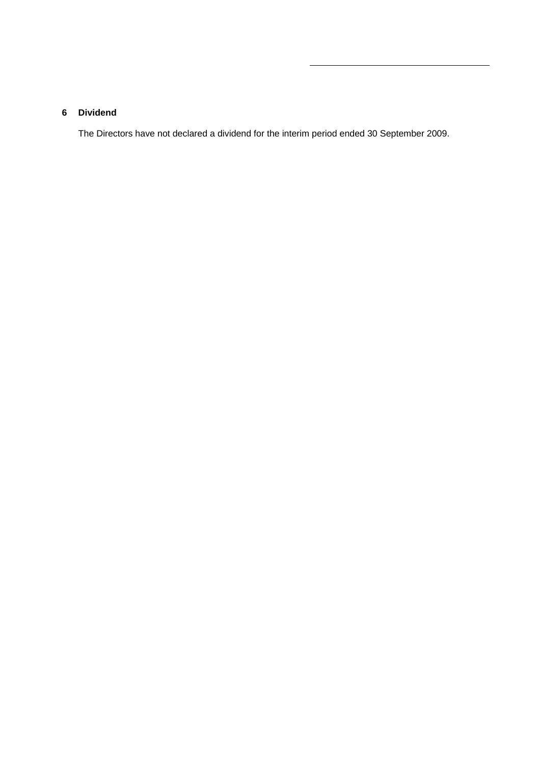## 6 Dividend

The Directors have not declared a dividend for the interim period ended 30 September 2009.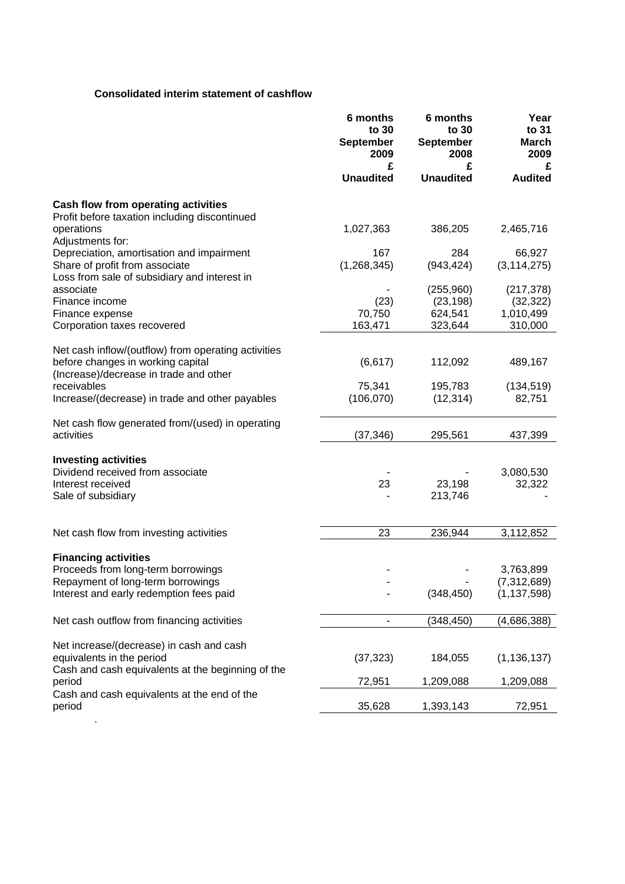**Consolidated interim statement of cashflow**

| | 6 months to 30 September 2009 £ Unaudited | 6 months to 30 September 2008 £ Unaudited | Year to 31 March 2009 £ Audited |
|---|---|---|---|
| **Cash flow from operating activities** | | | |
| Profit before taxation including discontinued operations | 1,027,363 | 386,205 | 2,465,716 |
| Adjustments for: | | | |
| Depreciation, amortisation and impairment | 167 | 284 | 66,927 |
| Share of profit from associate | (1,268,345) | (943,424) | (3,114,275) |
| Loss from sale of subsidiary and interest in associate | - | (255,960) | (217,378) |
| Finance income | (23) | (23,198) | (32,322) |
| Finance expense | 70,750 | 624,541 | 1,010,499 |
| Corporation taxes recovered | 163,471 | 323,644 | 310,000 |
| Net cash inflow/(outflow) from operating activities before changes in working capital | (6,617) | 112,092 | 489,167 |
| (Increase)/decrease in trade and other receivables | 75,341 | 195,783 | (134,519) |
| Increase/(decrease) in trade and other payables | (106,070) | (12,314) | 82,751 |
| Net cash flow generated from/(used) in operating activities | (37,346) | 295,561 | 437,399 |
| **Investing activities** | | | |
| Dividend received from associate | - | - | 3,080,530 |
| Interest received | 23 | 23,198 | 32,322 |
| Sale of subsidiary | - | 213,746 | - |
| Net cash flow from investing activities | 23 | 236,944 | 3,112,852 |
| **Financing activities** | | | |
| Proceeds from long-term borrowings | - | - | 3,763,899 |
| Repayment of long-term borrowings | - | - | (7,312,689) |
| Interest and early redemption fees paid | - | (348,450) | (1,137,598) |
| Net cash outflow from financing activities | - | (348,450) | (4,686,388) |
| Net increase/(decrease) in cash and cash equivalents in the period | (37,323) | 184,055 | (1,136,137) |
| Cash and cash equivalents at the beginning of the period | 72,951 | 1,209,088 | 1,209,088 |
| Cash and cash equivalents at the end of the period | 35,628 | 1,393,143 | 72,951 |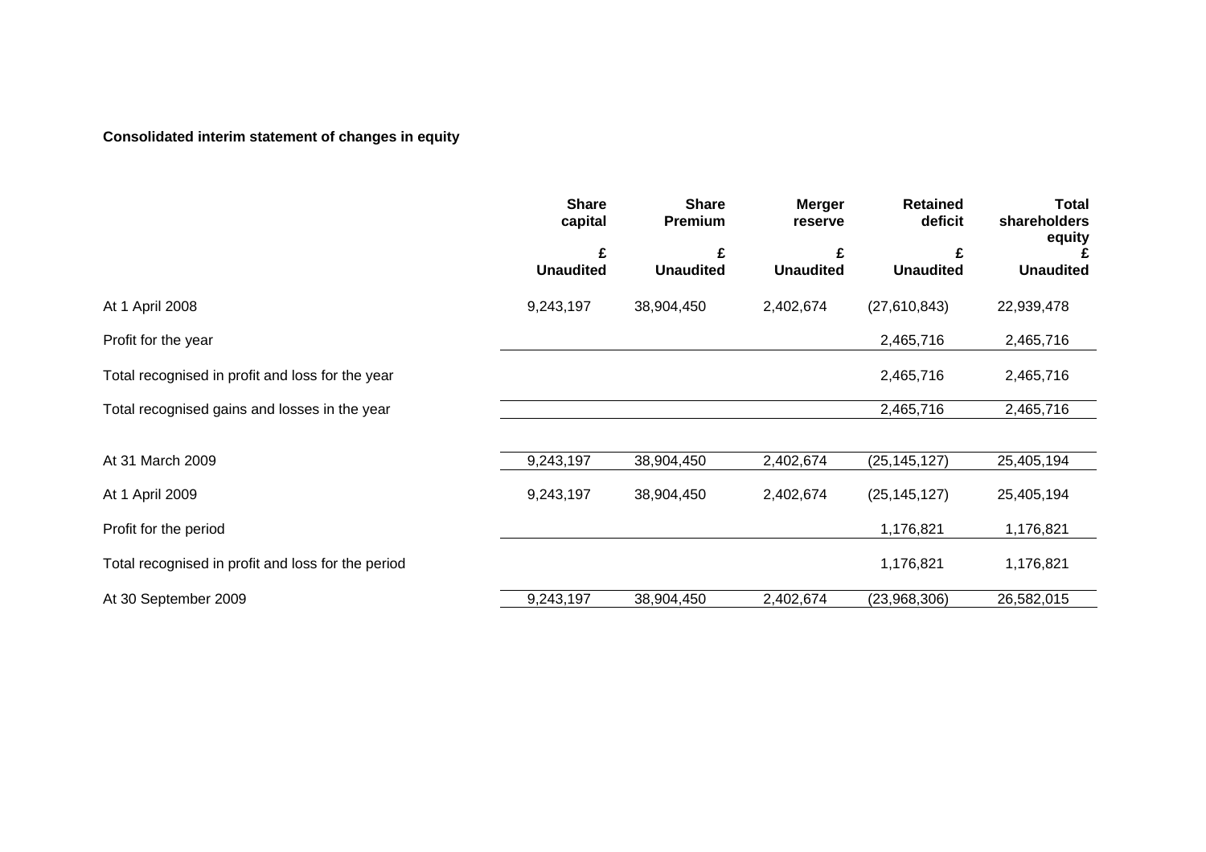**Consolidated interim statement of changes in equity**

| | Share capital<br>£<br>Unaudited | Share Premium<br>£<br>Unaudited | Merger reserve<br>£<br>Unaudited | Retained deficit<br>£<br>Unaudited | Total shareholders equity<br>£<br>Unaudited |
|---|---|---|---|---|---|
| At 1 April 2008 | 9,243,197 | 38,904,450 | 2,402,674 | (27,610,843) | 22,939,478 |
| Profit for the year | | | | 2,465,716 | 2,465,716 |
| Total recognised in profit and loss for the year | | | | 2,465,716 | 2,465,716 |
| Total recognised gains and losses in the year | | | | 2,465,716 | 2,465,716 |
| At 31 March 2009 | 9,243,197 | 38,904,450 | 2,402,674 | (25,145,127) | 25,405,194 |
| At 1 April 2009 | 9,243,197 | 38,904,450 | 2,402,674 | (25,145,127) | 25,405,194 |
| Profit for the period | | | | 1,176,821 | 1,176,821 |
| Total recognised in profit and loss for the period | | | | 1,176,821 | 1,176,821 |
| At 30 September 2009 | 9,243,197 | 38,904,450 | 2,402,674 | (23,968,306) | 26,582,015 |